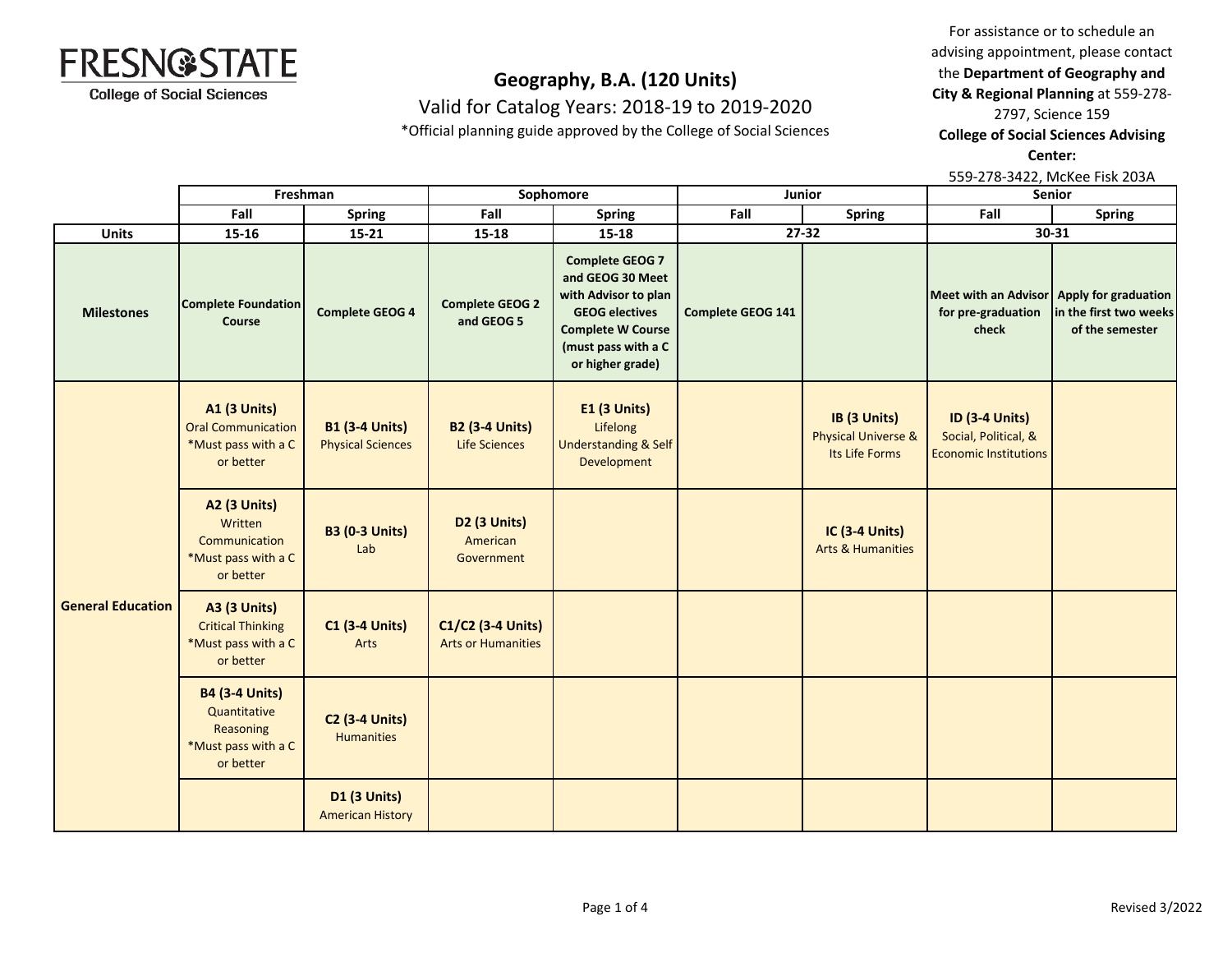FRESNO STATE
College of Social Sciences

# Geography, B.A. (120 Units)

Valid for Catalog Years: 2018-19 to 2019-2020

*Official planning guide approved by the College of Social Sciences

For assistance or to schedule an advising appointment, please contact the **Department of Geography and City & Regional Planning** at 559-278-2797, Science 159

**College of Social Sciences Advising Center:**

559-278-3422, McKee Fisk 203A

| | Freshman | | Sophomore | | Junior | | Senior | |
|---|---|---|---|---|---|---|---|---|
| | Fall | Spring | Fall | Spring | Fall | Spring | Fall | Spring |
| **Units** | 15-16 | 15-21 | 15-18 | 15-18 | 27-32 | | 30-31 | |
| **Milestones** | **Complete Foundation Course** | **Complete GEOG 4** | **Complete GEOG 2 and GEOG 5** | **Complete GEOG 7 and GEOG 30 Meet with Advisor to plan GEOG electives Complete W Course (must pass with a C or higher grade)** | **Complete GEOG 141** | | **Meet with an Advisor for pre-graduation check** | **Apply for graduation in the first two weeks of the semester** |
| **General Education** | **A1 (3 Units)** Oral Communication *Must pass with a C or better | **B1 (3-4 Units)** Physical Sciences | **B2 (3-4 Units)** Life Sciences | **E1 (3 Units)** Lifelong Understanding & Self Development | | **IB (3 Units)** Physical Universe & Its Life Forms | **ID (3-4 Units)** Social, Political, & Economic Institutions | |
| | **A2 (3 Units)** Written Communication *Must pass with a C or better | **B3 (0-3 Units)** Lab | **D2 (3 Units)** American Government | | | **IC (3-4 Units)** Arts & Humanities | | |
| | **A3 (3 Units)** Critical Thinking *Must pass with a C or better | **C1 (3-4 Units)** Arts | **C1/C2 (3-4 Units)** Arts or Humanities | | | | | |
| | **B4 (3-4 Units)** Quantitative Reasoning *Must pass with a C or better | **C2 (3-4 Units)** Humanities | | | | | | |
| | | **D1 (3 Units)** American History | | | | | | |

Revised 3/2022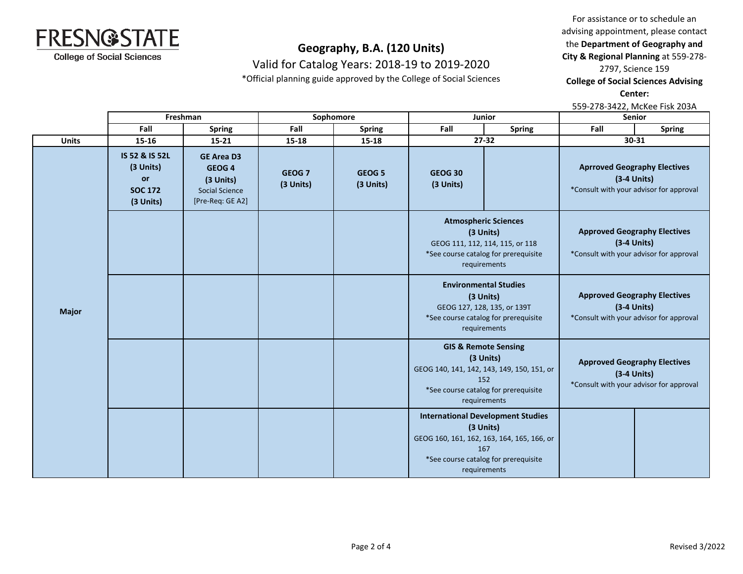# Geography, B.A. (120 Units)

Valid for Catalog Years: 2018-19 to 2019-2020

*Official planning guide approved by the College of Social Sciences

For assistance or to schedule an advising appointment, please contact the **Department of Geography and City & Regional Planning** at 559-278-2797, Science 159

**College of Social Sciences Advising Center:**

559-278-3422, McKee Fisk 203A

| | Freshman | | Sophomore | | Junior | | Senior | |
|---|---|---|---|---|---|---|---|---|
| | Fall | Spring | Fall | Spring | Fall | Spring | Fall | Spring |
| **Units** | 15-16 | 15-21 | 15-18 | 15-18 | 27-32 | | 30-31 | |
| **Major** | **IS 52 & IS 52L (3 Units) or SOC 172 (3 Units)** | **GE Area D3 GEOG 4 (3 Units)** Social Science [Pre-Req: GE A2] | **GEOG 7 (3 Units)** | **GEOG 5 (3 Units)** | **GEOG 30 (3 Units)** | | **Aprroved Geography Electives (3-4 Units)** *Consult with your advisor for approval | |
| | | | | | **Atmospheric Sciences (3 Units)** GEOG 111, 112, 114, 115, or 118 *See course catalog for prerequisite requirements | | **Approved Geography Electives (3-4 Units)** *Consult with your advisor for approval | |
| | | | | | **Environmental Studies (3 Units)** GEOG 127, 128, 135, or 139T *See course catalog for prerequisite requirements | | **Approved Geography Electives (3-4 Units)** *Consult with your advisor for approval | |
| | | | | | **GIS & Remote Sensing (3 Units)** GEOG 140, 141, 142, 143, 149, 150, 151, or 152 *See course catalog for prerequisite requirements | | **Approved Geography Electives (3-4 Units)** *Consult with your advisor for approval | |
| | | | | | **International Development Studies (3 Units)** GEOG 160, 161, 162, 163, 164, 165, 166, or 167 *See course catalog for prerequisite requirements | | | |

Revised 3/2022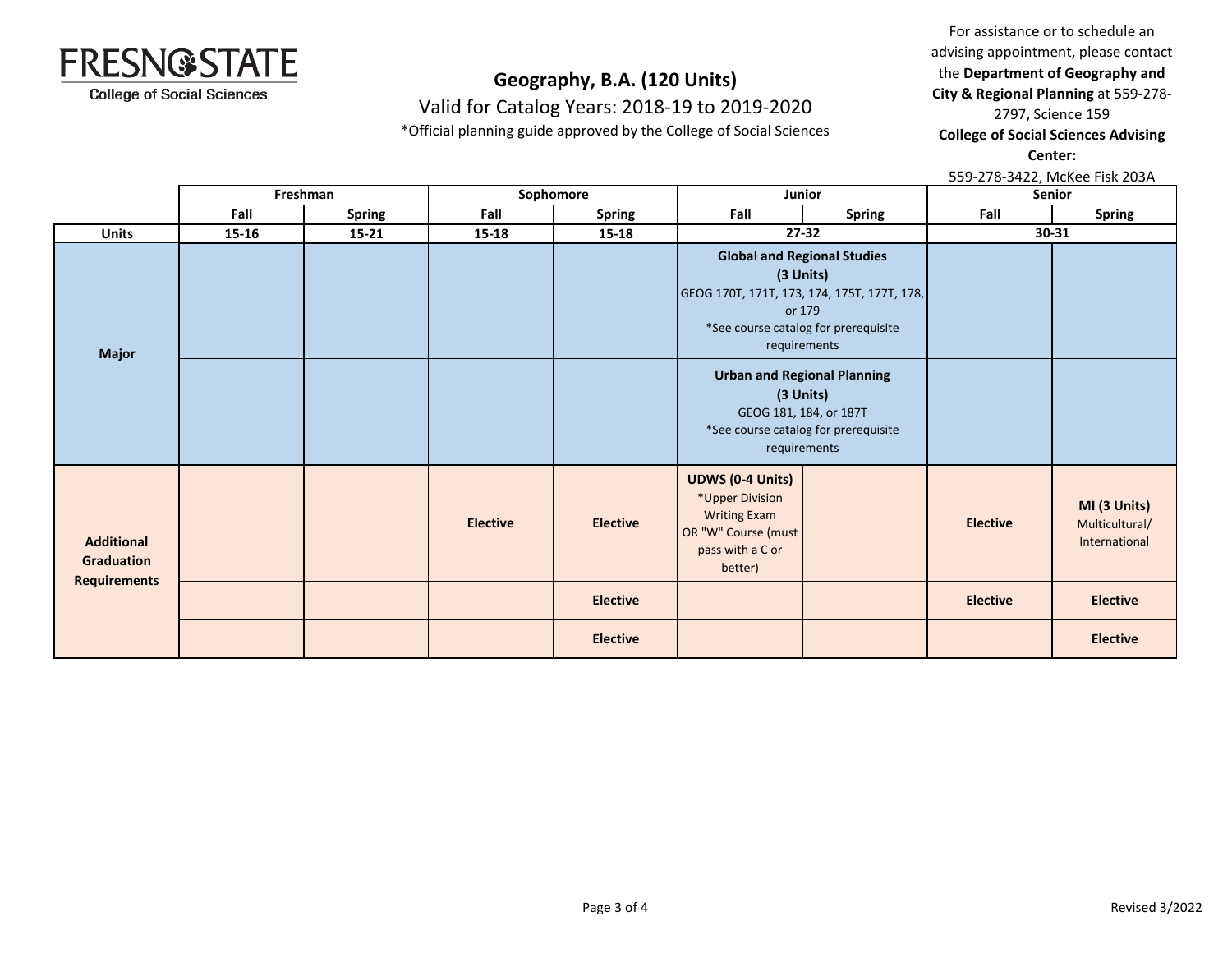**FRESNO STATE**
College of Social Sciences

## Geography, B.A. (120 Units)

Valid for Catalog Years: 2018-19 to 2019-2020

*Official planning guide approved by the College of Social Sciences

For assistance or to schedule an advising appointment, please contact the **Department of Geography and City & Regional Planning** at 559-278-2797, Science 159

**College of Social Sciences Advising Center:**
559-278-3422, McKee Fisk 203A

| | Freshman | | Sophomore | | Junior | | Senior | |
|---|---|---|---|---|---|---|---|---|
| | **Fall** | **Spring** | **Fall** | **Spring** | **Fall** | **Spring** | **Fall** | **Spring** |
| **Units** | **15-16** | **15-21** | **15-18** | **15-18** | **27-32** | | **30-31** | |
| **Major** | | | | | **Global and Regional Studies (3 Units)** GEOG 170T, 171T, 173, 174, 175T, 177T, 178, or 179 *See course catalog for prerequisite requirements | | | |
| | | | | | **Urban and Regional Planning (3 Units)** GEOG 181, 184, or 187T *See course catalog for prerequisite requirements | | | |
| **Additional Graduation Requirements** | | | **Elective** | **Elective** | **UDWS (0-4 Units)** *Upper Division Writing Exam OR "W" Course (must pass with a C or better) | | **Elective** | **MI (3 Units)** Multicultural/ International |
| | | | | **Elective** | | | **Elective** | **Elective** |
| | | | | **Elective** | | | | **Elective** |

Revised 3/2022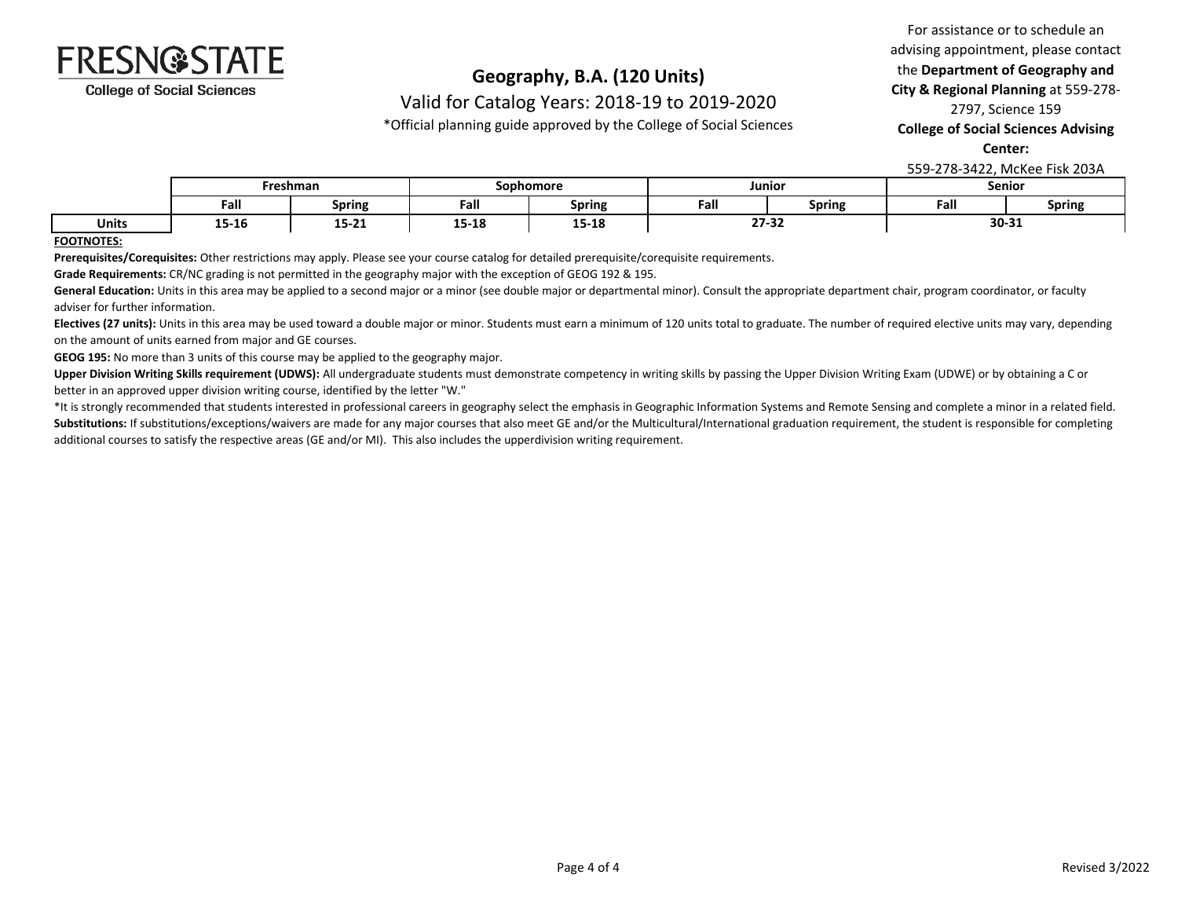FRESNO STATE
College of Social Sciences

# Geography, B.A. (120 Units)

Valid for Catalog Years: 2018-19 to 2019-2020

*Official planning guide approved by the College of Social Sciences

For assistance or to schedule an advising appointment, please contact the **Department of Geography and City & Regional Planning** at 559-278-2797, Science 159
**College of Social Sciences Advising Center:**
559-278-3422, McKee Fisk 203A

| | Freshman | | Sophomore | | Junior | | Senior | |
|---|---|---|---|---|---|---|---|---|
| | Fall | Spring | Fall | Spring | Fall | Spring | Fall | Spring |
| **Units** | 15-16 | 15-21 | 15-18 | 15-18 | 27-32 | | 30-31 | |

**FOOTNOTES:**

**Prerequisites/Corequisites:** Other restrictions may apply. Please see your course catalog for detailed prerequisite/corequisite requirements.

**Grade Requirements:** CR/NC grading is not permitted in the geography major with the exception of GEOG 192 & 195.

**General Education:** Units in this area may be applied to a second major or a minor (see double major or departmental minor). Consult the appropriate department chair, program coordinator, or faculty adviser for further information.

**Electives (27 units):** Units in this area may be used toward a double major or minor. Students must earn a minimum of 120 units total to graduate. The number of required elective units may vary, depending on the amount of units earned from major and GE courses.

**GEOG 195:** No more than 3 units of this course may be applied to the geography major.

**Upper Division Writing Skills requirement (UDWS):** All undergraduate students must demonstrate competency in writing skills by passing the Upper Division Writing Exam (UDWE) or by obtaining a C or better in an approved upper division writing course, identified by the letter "W."

*It is strongly recommended that students interested in professional careers in geography select the emphasis in Geographic Information Systems and Remote Sensing and complete a minor in a related field.

**Substitutions:** If substitutions/exceptions/waivers are made for any major courses that also meet GE and/or the Multicultural/International graduation requirement, the student is responsible for completing additional courses to satisfy the respective areas (GE and/or MI). This also includes the upperdivision writing requirement.

Revised 3/2022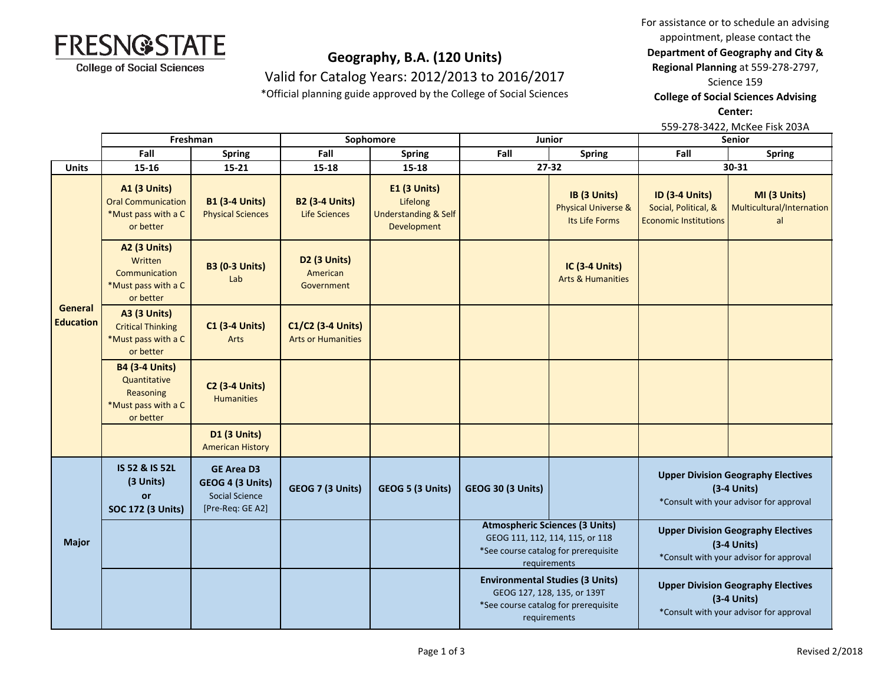FRESNO STATE
College of Social Sciences

## Geography, B.A. (120 Units)

Valid for Catalog Years: 2012/2013 to 2016/2017

*Official planning guide approved by the College of Social Sciences

For assistance or to schedule an advising appointment, please contact the **Department of Geography and City & Regional Planning** at 559-278-2797, Science 159

**College of Social Sciences Advising Center:**
559-278-3422, McKee Fisk 203A

| | Freshman | | Sophomore | | Junior | | Senior | |
|---|---|---|---|---|---|---|---|---|
| | **Fall** | **Spring** | **Fall** | **Spring** | **Fall** | **Spring** | **Fall** | **Spring** |
| **Units** | **15-16** | **15-21** | **15-18** | **15-18** | **27-32** | | **30-31** | |
| **General Education** | **A1 (3 Units)** Oral Communication *Must pass with a C or better | **B1 (3-4 Units)** Physical Sciences | **B2 (3-4 Units)** Life Sciences | **E1 (3 Units)** Lifelong Understanding & Self Development | | **IB (3 Units)** Physical Universe & Its Life Forms | **ID (3-4 Units)** Social, Political, & Economic Institutions | **MI (3 Units)** Multicultural/International |
| | **A2 (3 Units)** Written Communication *Must pass with a C or better | **B3 (0-3 Units)** Lab | **D2 (3 Units)** American Government | | | **IC (3-4 Units)** Arts & Humanities | | |
| | **A3 (3 Units)** Critical Thinking *Must pass with a C or better | **C1 (3-4 Units)** Arts | **C1/C2 (3-4 Units)** Arts or Humanities | | | | | |
| | **B4 (3-4 Units)** Quantitative Reasoning *Must pass with a C or better | **C2 (3-4 Units)** Humanities | | | | | | |
| | | **D1 (3 Units)** American History | | | | | | |
| **Major** | **IS 52 & IS 52L (3 Units) or SOC 172 (3 Units)** | **GE Area D3 GEOG 4 (3 Units)** Social Science [Pre-Req: GE A2] | **GEOG 7 (3 Units)** | **GEOG 5 (3 Units)** | **GEOG 30 (3 Units)** | | **Upper Division Geography Electives (3-4 Units)** *Consult with your advisor for approval | |
| | | | | | **Atmospheric Sciences (3 Units)** GEOG 111, 112, 114, 115, or 118 *See course catalog for prerequisite requirements | | **Upper Division Geography Electives (3-4 Units)** *Consult with your advisor for approval | |
| | | | | | **Environmental Studies (3 Units)** GEOG 127, 128, 135, or 139T *See course catalog for prerequisite requirements | | **Upper Division Geography Electives (3-4 Units)** *Consult with your advisor for approval | |

Revised 2/2018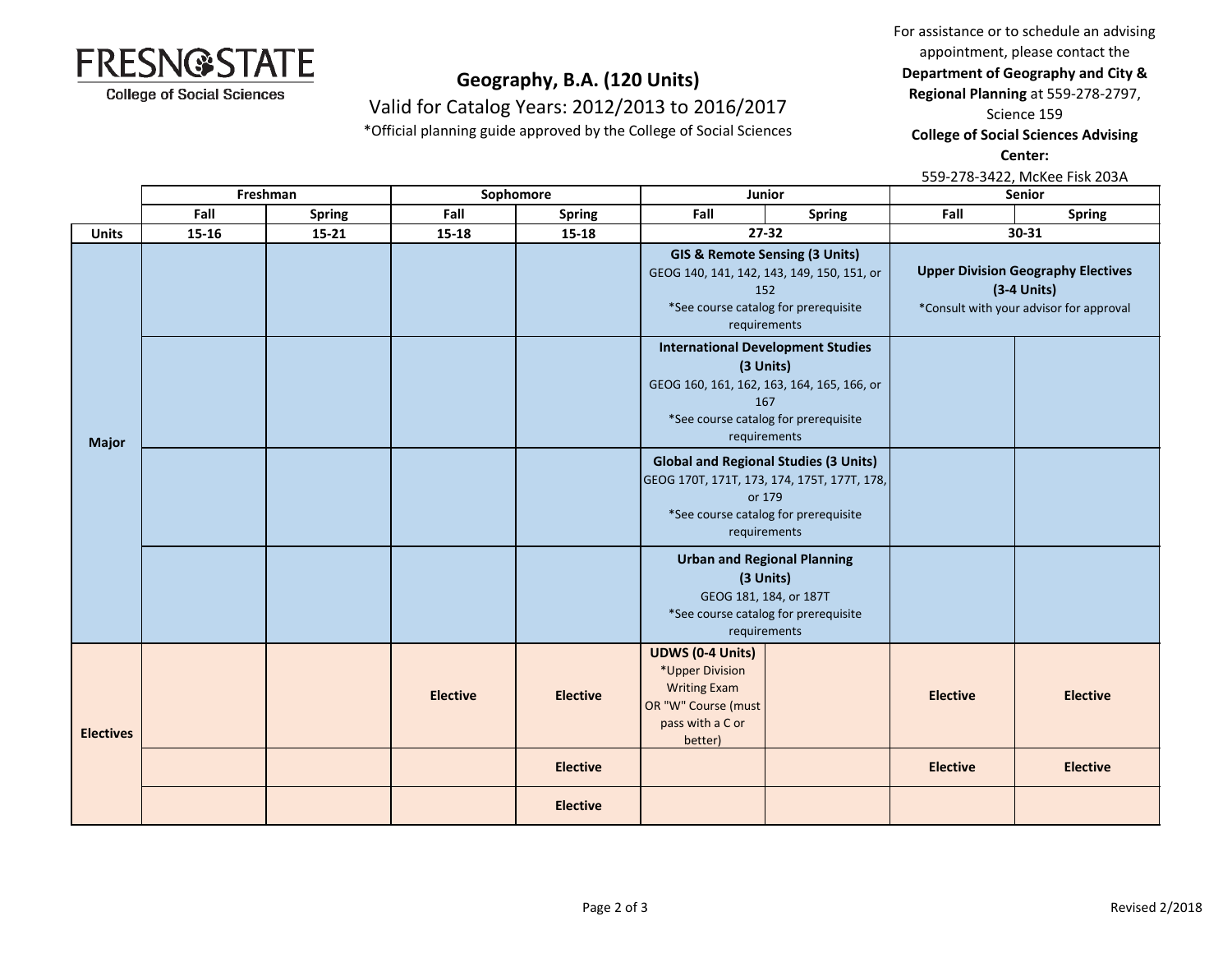Geography, B.A. (120 Units)

Valid for Catalog Years: 2012/2013 to 2016/2017

*Official planning guide approved by the College of Social Sciences

For assistance or to schedule an advising appointment, please contact the **Department of Geography and City & Regional Planning** at 559-278-2797, Science 159

**College of Social Sciences Advising Center:**
559-278-3422, McKee Fisk 203A

| | Freshman | | Sophomore | | Junior | | Senior | |
|---|---|---|---|---|---|---|---|---|
| | Fall | Spring | Fall | Spring | Fall | Spring | Fall | Spring |
| **Units** | 15-16 | 15-21 | 15-18 | 15-18 | 27-32 | | 30-31 | |
| **Major** | | | | | **GIS & Remote Sensing (3 Units)** GEOG 140, 141, 142, 143, 149, 150, 151, or 152 *See course catalog for prerequisite requirements | | **Upper Division Geography Electives (3-4 Units)** *Consult with your advisor for approval | |
| **Major** | | | | | **International Development Studies (3 Units)** GEOG 160, 161, 162, 163, 164, 165, 166, or 167 *See course catalog for prerequisite requirements | | | |
| **Major** | | | | | **Global and Regional Studies (3 Units)** GEOG 170T, 171T, 173, 174, 175T, 177T, 178, or 179 *See course catalog for prerequisite requirements | | | |
| **Major** | | | | | **Urban and Regional Planning (3 Units)** GEOG 181, 184, or 187T *See course catalog for prerequisite requirements | | | |
| **Electives** | | | **Elective** | **Elective** | **UDWS (0-4 Units)** *Upper Division Writing Exam OR "W" Course (must pass with a C or better) | | **Elective** | **Elective** |
| **Electives** | | | | **Elective** | | | **Elective** | **Elective** |
| **Electives** | | | | **Elective** | | | | |

Revised 2/2018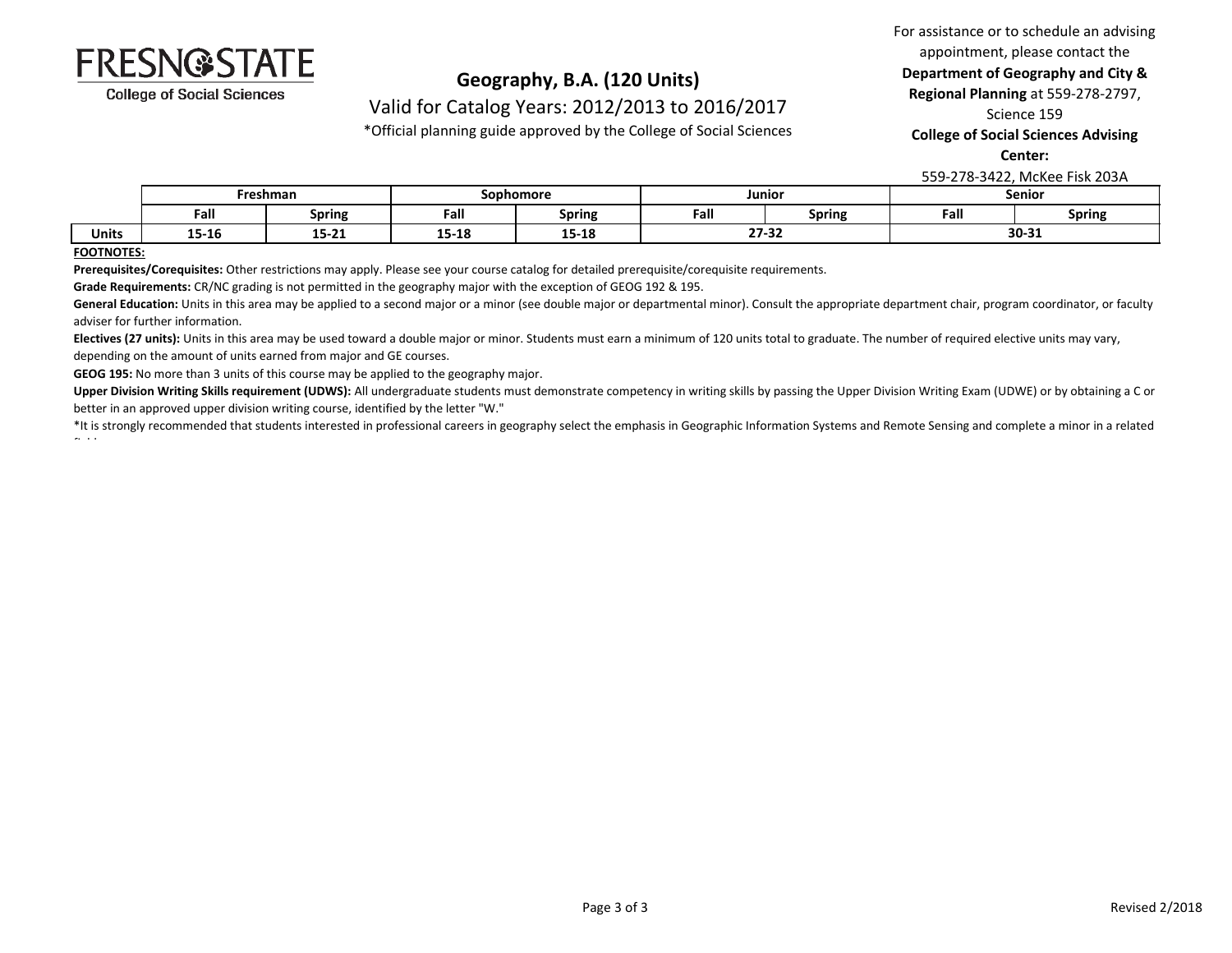FRESNO STATE
College of Social Sciences

## Geography, B.A. (120 Units)

Valid for Catalog Years: 2012/2013 to 2016/2017

*Official planning guide approved by the College of Social Sciences

For assistance or to schedule an advising appointment, please contact the **Department of Geography and City & Regional Planning** at 559-278-2797, Science 159

**College of Social Sciences Advising Center:**
559-278-3422, McKee Fisk 203A

| | Freshman | | Sophomore | | Junior | | Senior | |
|---|---|---|---|---|---|---|---|---|
| | Fall | Spring | Fall | Spring | Fall | Spring | Fall | Spring |
| **Units** | 15-16 | 15-21 | 15-18 | 15-18 | 27-32 | | 30-31 | |

**FOOTNOTES:**

**Prerequisites/Corequisites:** Other restrictions may apply. Please see your course catalog for detailed prerequisite/corequisite requirements.

**Grade Requirements:** CR/NC grading is not permitted in the geography major with the exception of GEOG 192 & 195.

**General Education:** Units in this area may be applied to a second major or a minor (see double major or departmental minor). Consult the appropriate department chair, program coordinator, or faculty adviser for further information.

**Electives (27 units):** Units in this area may be used toward a double major or minor. Students must earn a minimum of 120 units total to graduate. The number of required elective units may vary, depending on the amount of units earned from major and GE courses.

**GEOG 195:** No more than 3 units of this course may be applied to the geography major.

**Upper Division Writing Skills requirement (UDWS):** All undergraduate students must demonstrate competency in writing skills by passing the Upper Division Writing Exam (UDWE) or by obtaining a C or better in an approved upper division writing course, identified by the letter "W."

*It is strongly recommended that students interested in professional careers in geography select the emphasis in Geographic Information Systems and Remote Sensing and complete a minor in a related field.

Revised 2/2018